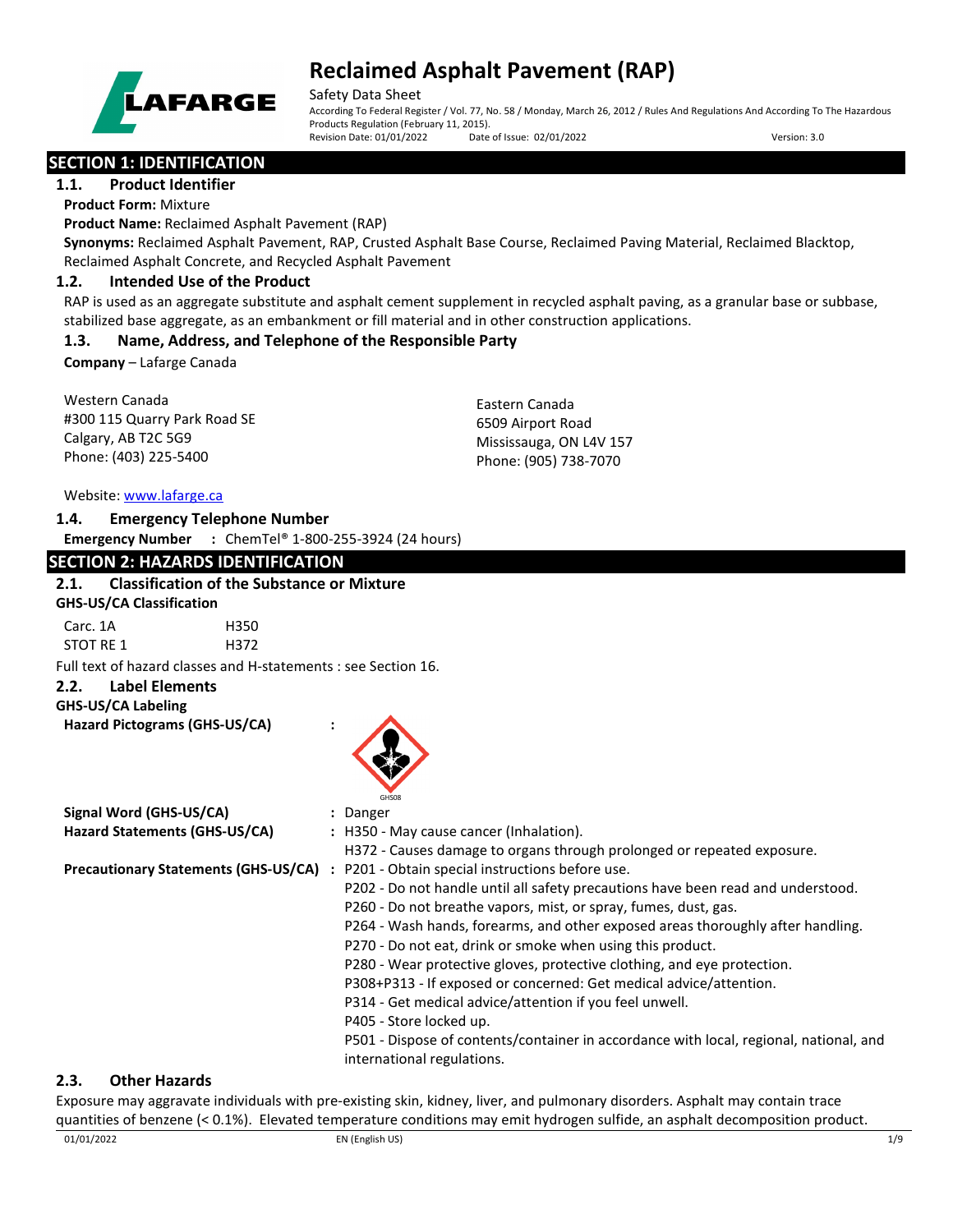# Reclaimed Asphalt Pavement (RAP)

Safety Data Sheet

According To Federal Register / Vol. 77, No. 58 / Monday, March 26, 2012 / Rules And Regulations And According To The Hazardous Products Regulation (February 11, 2015).

Revision Date: 01/01/2022 Date of Issue: 02/01/2022 Version: 3.0

## SECTION 1: IDENTIFICATION

### 1.1. Product Identifier

**Product Form:** Mixture

**Product Name:** Reclaimed Asphalt Pavement (RAP)

**Synonyms:** Reclaimed Asphalt Pavement, RAP, Crusted Asphalt Base Course, Reclaimed Paving Material, Reclaimed Blacktop, Reclaimed Asphalt Concrete, and Recycled Asphalt Pavement

### 1.2. Intended Use of the Product

RAP is used as an aggregate substitute and asphalt cement supplement in recycled asphalt paving, as a granular base or subbase, stabilized base aggregate, as an embankment or fill material and in other construction applications.

### 1.3. Name, Address, and Telephone of the Responsible Party

**Company** – Lafarge Canada

Western Canada
#300 115 Quarry Park Road SE
Calgary, AB T2C 5G9
Phone: (403) 225-5400

Eastern Canada
6509 Airport Road
Mississauga, ON L4V 157
Phone: (905) 738-7070

Website: www.lafarge.ca

### 1.4. Emergency Telephone Number

**Emergency Number** : ChemTel® 1-800-255-3924 (24 hours)

## SECTION 2: HAZARDS IDENTIFICATION

### 2.1. Classification of the Substance or Mixture

**GHS-US/CA Classification**

| | |
|---|---|
| Carc. 1A | H350 |
| STOT RE 1 | H372 |

Full text of hazard classes and H-statements : see Section 16.

### 2.2. Label Elements

**GHS-US/CA Labeling**

**Hazard Pictograms (GHS-US/CA)** :

GHS08

**Signal Word (GHS-US/CA)** : Danger

**Hazard Statements (GHS-US/CA)** : H350 - May cause cancer (Inhalation).
H372 - Causes damage to organs through prolonged or repeated exposure.

**Precautionary Statements (GHS-US/CA)** : P201 - Obtain special instructions before use.
P202 - Do not handle until all safety precautions have been read and understood.
P260 - Do not breathe vapors, mist, or spray, fumes, dust, gas.
P264 - Wash hands, forearms, and other exposed areas thoroughly after handling.
P270 - Do not eat, drink or smoke when using this product.
P280 - Wear protective gloves, protective clothing, and eye protection.
P308+P313 - If exposed or concerned: Get medical advice/attention.
P314 - Get medical advice/attention if you feel unwell.
P405 - Store locked up.
P501 - Dispose of contents/container in accordance with local, regional, national, and international regulations.

### 2.3. Other Hazards

Exposure may aggravate individuals with pre-existing skin, kidney, liver, and pulmonary disorders. Asphalt may contain trace quantities of benzene (< 0.1%). Elevated temperature conditions may emit hydrogen sulfide, an asphalt decomposition product.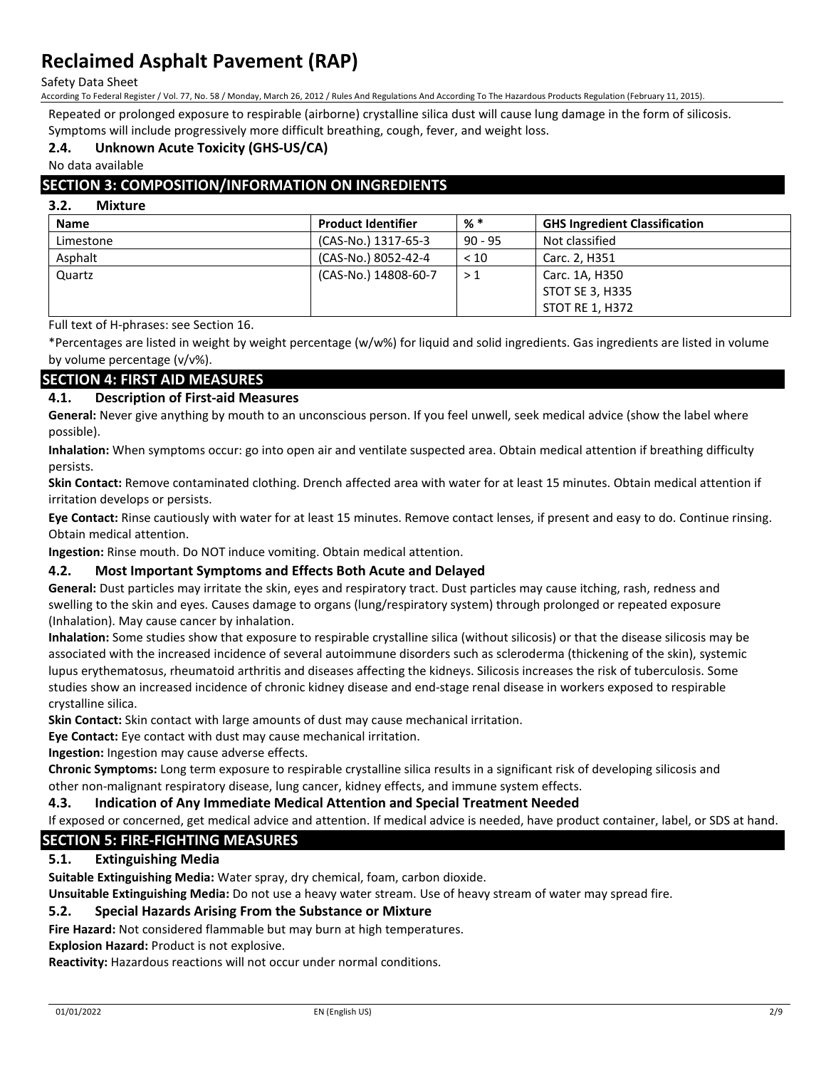Repeated or prolonged exposure to respirable (airborne) crystalline silica dust will cause lung damage in the form of silicosis. Symptoms will include progressively more difficult breathing, cough, fever, and weight loss.

### 2.4. Unknown Acute Toxicity (GHS-US/CA)

No data available

## SECTION 3: COMPOSITION/INFORMATION ON INGREDIENTS

### 3.2. Mixture

| Name | Product Identifier | % * | GHS Ingredient Classification |
|---|---|---|---|
| Limestone | (CAS-No.) 1317-65-3 | 90 - 95 | Not classified |
| Asphalt | (CAS-No.) 8052-42-4 | < 10 | Carc. 2, H351 |
| Quartz | (CAS-No.) 14808-60-7 | > 1 | Carc. 1A, H350<br>STOT SE 3, H335<br>STOT RE 1, H372 |

Full text of H-phrases: see Section 16.

*Percentages are listed in weight by weight percentage (w/w%) for liquid and solid ingredients. Gas ingredients are listed in volume by volume percentage (v/v%).

## SECTION 4: FIRST AID MEASURES

### 4.1. Description of First-aid Measures

**General:** Never give anything by mouth to an unconscious person. If you feel unwell, seek medical advice (show the label where possible).

**Inhalation:** When symptoms occur: go into open air and ventilate suspected area. Obtain medical attention if breathing difficulty persists.

**Skin Contact:** Remove contaminated clothing. Drench affected area with water for at least 15 minutes. Obtain medical attention if irritation develops or persists.

**Eye Contact:** Rinse cautiously with water for at least 15 minutes. Remove contact lenses, if present and easy to do. Continue rinsing. Obtain medical attention.

**Ingestion:** Rinse mouth. Do NOT induce vomiting. Obtain medical attention.

### 4.2. Most Important Symptoms and Effects Both Acute and Delayed

**General:** Dust particles may irritate the skin, eyes and respiratory tract. Dust particles may cause itching, rash, redness and swelling to the skin and eyes. Causes damage to organs (lung/respiratory system) through prolonged or repeated exposure (Inhalation). May cause cancer by inhalation.

**Inhalation:** Some studies show that exposure to respirable crystalline silica (without silicosis) or that the disease silicosis may be associated with the increased incidence of several autoimmune disorders such as scleroderma (thickening of the skin), systemic lupus erythematosus, rheumatoid arthritis and diseases affecting the kidneys. Silicosis increases the risk of tuberculosis. Some studies show an increased incidence of chronic kidney disease and end-stage renal disease in workers exposed to respirable crystalline silica.

**Skin Contact:** Skin contact with large amounts of dust may cause mechanical irritation.

**Eye Contact:** Eye contact with dust may cause mechanical irritation.

**Ingestion:** Ingestion may cause adverse effects.

**Chronic Symptoms:** Long term exposure to respirable crystalline silica results in a significant risk of developing silicosis and other non-malignant respiratory disease, lung cancer, kidney effects, and immune system effects.

### 4.3. Indication of Any Immediate Medical Attention and Special Treatment Needed

If exposed or concerned, get medical advice and attention. If medical advice is needed, have product container, label, or SDS at hand.

## SECTION 5: FIRE-FIGHTING MEASURES

### 5.1. Extinguishing Media

**Suitable Extinguishing Media:** Water spray, dry chemical, foam, carbon dioxide.

**Unsuitable Extinguishing Media:** Do not use a heavy water stream. Use of heavy stream of water may spread fire.

### 5.2. Special Hazards Arising From the Substance or Mixture

**Fire Hazard:** Not considered flammable but may burn at high temperatures.

**Explosion Hazard:** Product is not explosive.

**Reactivity:** Hazardous reactions will not occur under normal conditions.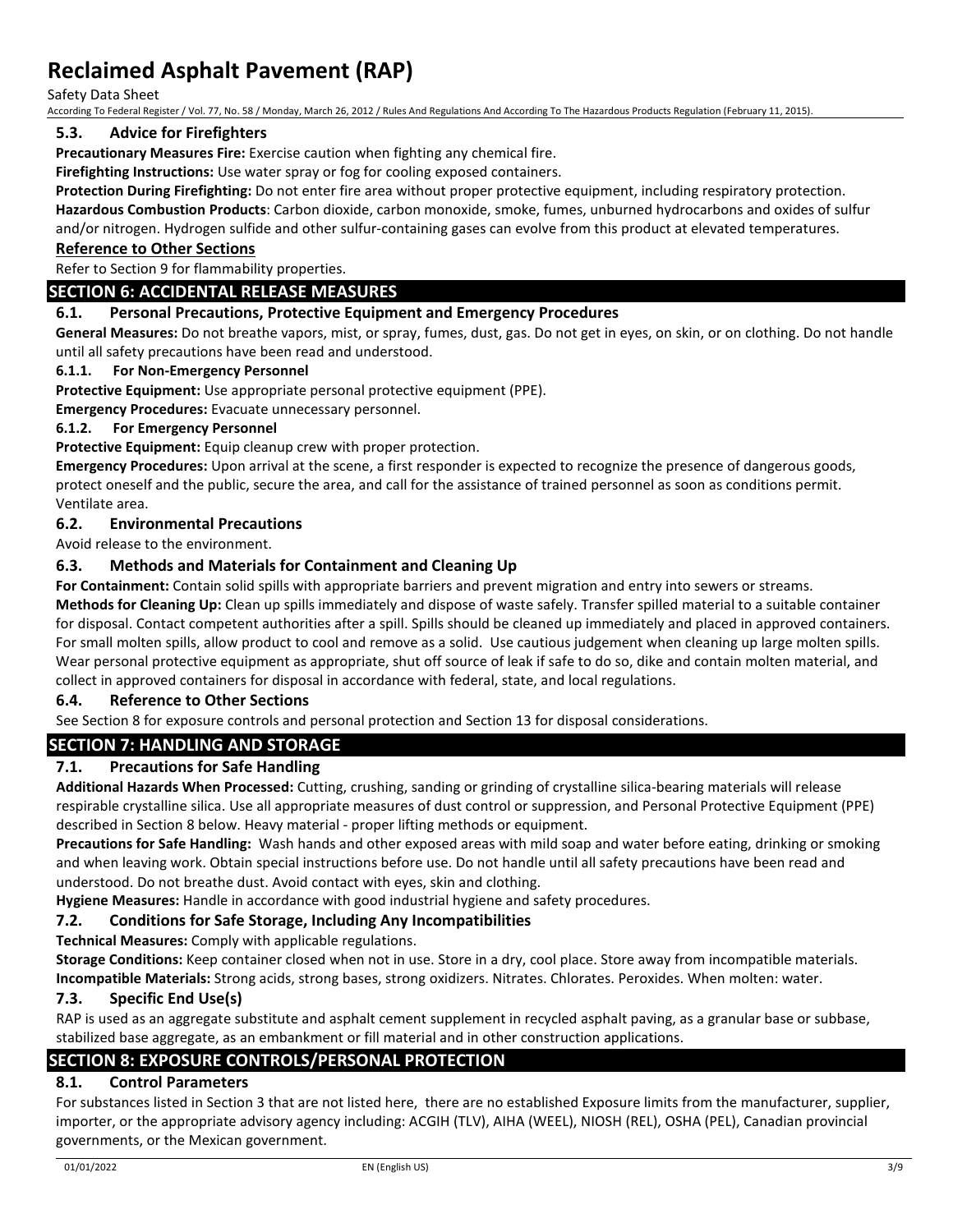### 5.3. Advice for Firefighters

**Precautionary Measures Fire:** Exercise caution when fighting any chemical fire.

**Firefighting Instructions:** Use water spray or fog for cooling exposed containers.

**Protection During Firefighting:** Do not enter fire area without proper protective equipment, including respiratory protection.

**Hazardous Combustion Products**: Carbon dioxide, carbon monoxide, smoke, fumes, unburned hydrocarbons and oxides of sulfur and/or nitrogen. Hydrogen sulfide and other sulfur-containing gases can evolve from this product at elevated temperatures.

**Reference to Other Sections**

Refer to Section 9 for flammability properties.

## SECTION 6: ACCIDENTAL RELEASE MEASURES

### 6.1. Personal Precautions, Protective Equipment and Emergency Procedures

**General Measures:** Do not breathe vapors, mist, or spray, fumes, dust, gas. Do not get in eyes, on skin, or on clothing. Do not handle until all safety precautions have been read and understood.

#### 6.1.1. For Non-Emergency Personnel

**Protective Equipment:** Use appropriate personal protective equipment (PPE).

**Emergency Procedures:** Evacuate unnecessary personnel.

#### 6.1.2. For Emergency Personnel

**Protective Equipment:** Equip cleanup crew with proper protection.

**Emergency Procedures:** Upon arrival at the scene, a first responder is expected to recognize the presence of dangerous goods, protect oneself and the public, secure the area, and call for the assistance of trained personnel as soon as conditions permit. Ventilate area.

### 6.2. Environmental Precautions

Avoid release to the environment.

### 6.3. Methods and Materials for Containment and Cleaning Up

**For Containment:** Contain solid spills with appropriate barriers and prevent migration and entry into sewers or streams.

**Methods for Cleaning Up:** Clean up spills immediately and dispose of waste safely. Transfer spilled material to a suitable container for disposal. Contact competent authorities after a spill. Spills should be cleaned up immediately and placed in approved containers. For small molten spills, allow product to cool and remove as a solid. Use cautious judgement when cleaning up large molten spills. Wear personal protective equipment as appropriate, shut off source of leak if safe to do so, dike and contain molten material, and collect in approved containers for disposal in accordance with federal, state, and local regulations.

### 6.4. Reference to Other Sections

See Section 8 for exposure controls and personal protection and Section 13 for disposal considerations.

## SECTION 7: HANDLING AND STORAGE

### 7.1. Precautions for Safe Handling

**Additional Hazards When Processed:** Cutting, crushing, sanding or grinding of crystalline silica-bearing materials will release respirable crystalline silica. Use all appropriate measures of dust control or suppression, and Personal Protective Equipment (PPE) described in Section 8 below. Heavy material - proper lifting methods or equipment.

**Precautions for Safe Handling:** Wash hands and other exposed areas with mild soap and water before eating, drinking or smoking and when leaving work. Obtain special instructions before use. Do not handle until all safety precautions have been read and understood. Do not breathe dust. Avoid contact with eyes, skin and clothing.

**Hygiene Measures:** Handle in accordance with good industrial hygiene and safety procedures.

### 7.2. Conditions for Safe Storage, Including Any Incompatibilities

**Technical Measures:** Comply with applicable regulations.

**Storage Conditions:** Keep container closed when not in use. Store in a dry, cool place. Store away from incompatible materials.

**Incompatible Materials:** Strong acids, strong bases, strong oxidizers. Nitrates. Chlorates. Peroxides. When molten: water.

### 7.3. Specific End Use(s)

RAP is used as an aggregate substitute and asphalt cement supplement in recycled asphalt paving, as a granular base or subbase, stabilized base aggregate, as an embankment or fill material and in other construction applications.

## SECTION 8: EXPOSURE CONTROLS/PERSONAL PROTECTION

### 8.1. Control Parameters

For substances listed in Section 3 that are not listed here, there are no established Exposure limits from the manufacturer, supplier, importer, or the appropriate advisory agency including: ACGIH (TLV), AIHA (WEEL), NIOSH (REL), OSHA (PEL), Canadian provincial governments, or the Mexican government.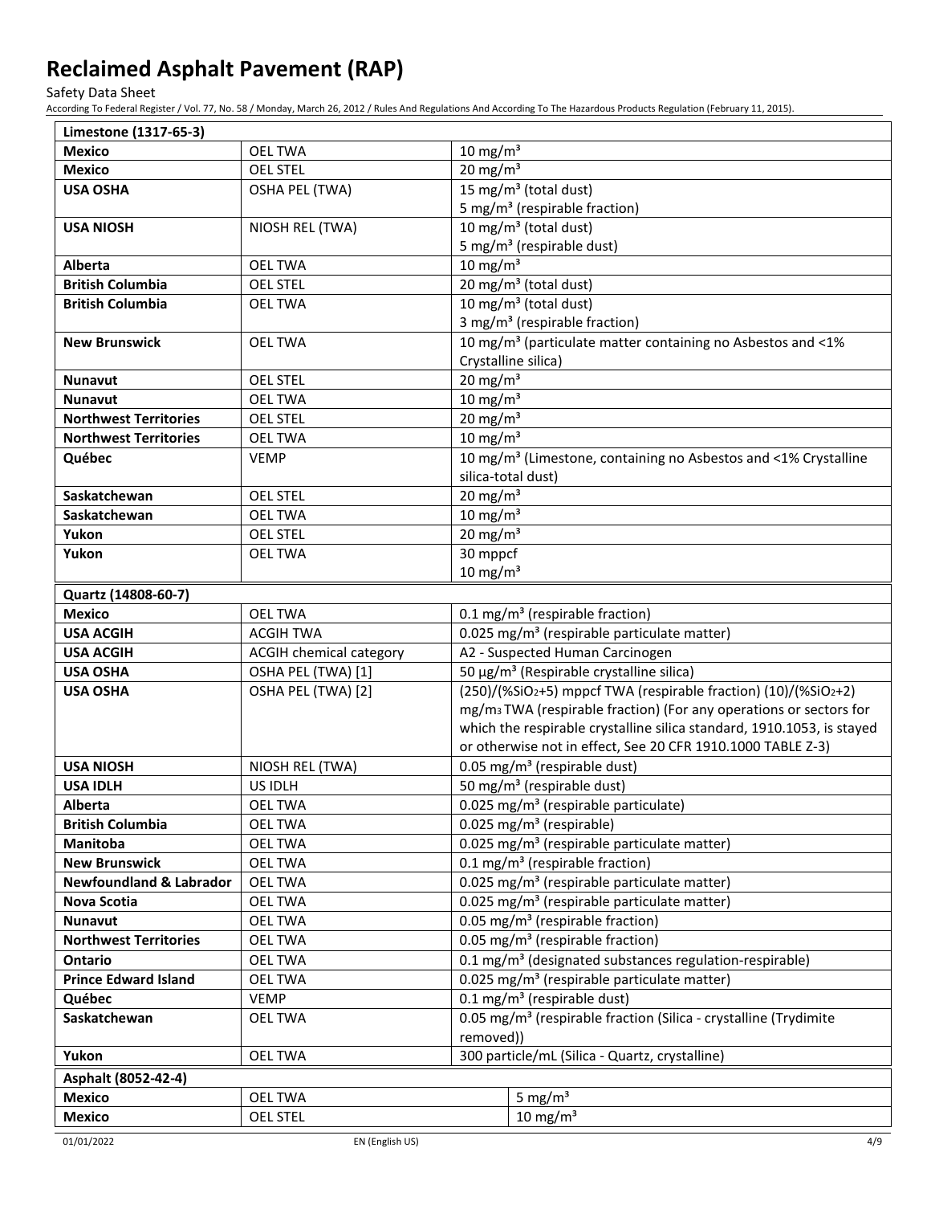# Reclaimed Asphalt Pavement (RAP)

Safety Data Sheet

According To Federal Register / Vol. 77, No. 58 / Monday, March 26, 2012 / Rules And Regulations And According To The Hazardous Products Regulation (February 11, 2015).

| Limestone (1317-65-3) | | |
|---|---|---|
| **Mexico** | OEL TWA | 10 mg/m³ |
| **Mexico** | OEL STEL | 20 mg/m³ |
| **USA OSHA** | OSHA PEL (TWA) | 15 mg/m³ (total dust)<br>5 mg/m³ (respirable fraction) |
| **USA NIOSH** | NIOSH REL (TWA) | 10 mg/m³ (total dust)<br>5 mg/m³ (respirable dust) |
| **Alberta** | OEL TWA | 10 mg/m³ |
| **British Columbia** | OEL STEL | 20 mg/m³ (total dust) |
| **British Columbia** | OEL TWA | 10 mg/m³ (total dust)<br>3 mg/m³ (respirable fraction) |
| **New Brunswick** | OEL TWA | 10 mg/m³ (particulate matter containing no Asbestos and <1% Crystalline silica) |
| **Nunavut** | OEL STEL | 20 mg/m³ |
| **Nunavut** | OEL TWA | 10 mg/m³ |
| **Northwest Territories** | OEL STEL | 20 mg/m³ |
| **Northwest Territories** | OEL TWA | 10 mg/m³ |
| **Québec** | VEMP | 10 mg/m³ (Limestone, containing no Asbestos and <1% Crystalline silica-total dust) |
| **Saskatchewan** | OEL STEL | 20 mg/m³ |
| **Saskatchewan** | OEL TWA | 10 mg/m³ |
| **Yukon** | OEL STEL | 20 mg/m³ |
| **Yukon** | OEL TWA | 30 mppcf<br>10 mg/m³ |

| Quartz (14808-60-7) | | |
|---|---|---|
| **Mexico** | OEL TWA | 0.1 mg/m³ (respirable fraction) |
| **USA ACGIH** | ACGIH TWA | 0.025 mg/m³ (respirable particulate matter) |
| **USA ACGIH** | ACGIH chemical category | A2 - Suspected Human Carcinogen |
| **USA OSHA** | OSHA PEL (TWA) [1] | 50 µg/m³ (Respirable crystalline silica) |
| **USA OSHA** | OSHA PEL (TWA) [2] | (250)/(% $SiO_2$+5) mppcf TWA (respirable fraction) (10)/(% $SiO_2$+2) mg/m³ TWA (respirable fraction) (For any operations or sectors for which the respirable crystalline silica standard, 1910.1053, is stayed or otherwise not in effect, See 20 CFR 1910.1000 TABLE Z-3) |
| **USA NIOSH** | NIOSH REL (TWA) | 0.05 mg/m³ (respirable dust) |
| **USA IDLH** | US IDLH | 50 mg/m³ (respirable dust) |
| **Alberta** | OEL TWA | 0.025 mg/m³ (respirable particulate) |
| **British Columbia** | OEL TWA | 0.025 mg/m³ (respirable) |
| **Manitoba** | OEL TWA | 0.025 mg/m³ (respirable particulate matter) |
| **New Brunswick** | OEL TWA | 0.1 mg/m³ (respirable fraction) |
| **Newfoundland & Labrador** | OEL TWA | 0.025 mg/m³ (respirable particulate matter) |
| **Nova Scotia** | OEL TWA | 0.025 mg/m³ (respirable particulate matter) |
| **Nunavut** | OEL TWA | 0.05 mg/m³ (respirable fraction) |
| **Northwest Territories** | OEL TWA | 0.05 mg/m³ (respirable fraction) |
| **Ontario** | OEL TWA | 0.1 mg/m³ (designated substances regulation-respirable) |
| **Prince Edward Island** | OEL TWA | 0.025 mg/m³ (respirable particulate matter) |
| **Québec** | VEMP | 0.1 mg/m³ (respirable dust) |
| **Saskatchewan** | OEL TWA | 0.05 mg/m³ (respirable fraction (Silica - crystalline (Trydimite removed)) |
| **Yukon** | OEL TWA | 300 particle/mL (Silica - Quartz, crystalline) |

| Asphalt (8052-42-4) | | |
|---|---|---|
| **Mexico** | OEL TWA | 5 mg/m³ |
| **Mexico** | OEL STEL | 10 mg/m³ |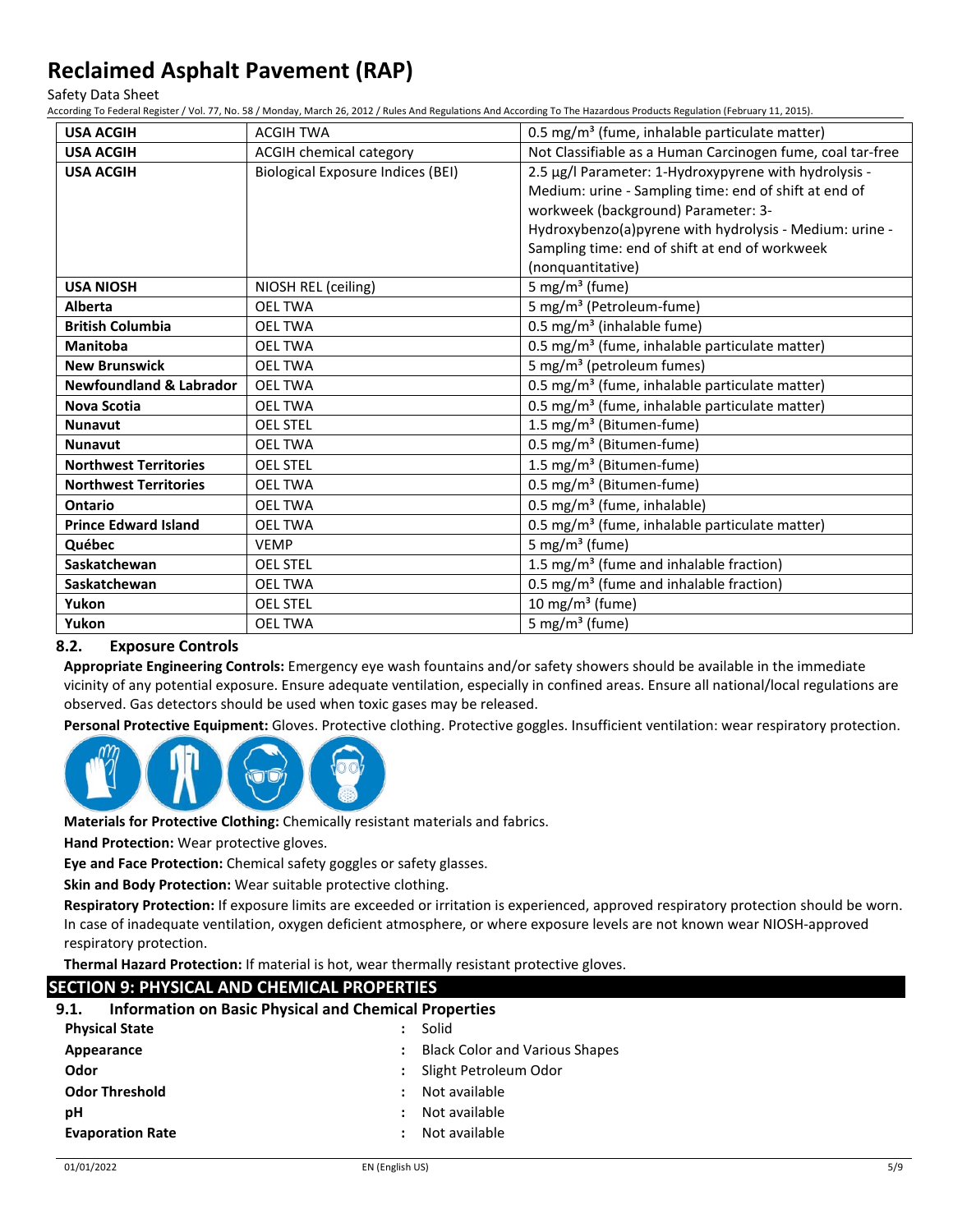| USA ACGIH | ACGIH TWA | 0.5 mg/m³ (fume, inhalable particulate matter) |
|---|---|---|
| USA ACGIH | ACGIH chemical category | Not Classifiable as a Human Carcinogen fume, coal tar-free |
| USA ACGIH | Biological Exposure Indices (BEI) | 2.5 µg/l Parameter: 1-Hydroxypyrene with hydrolysis - Medium: urine - Sampling time: end of shift at end of workweek (background) Parameter: 3-Hydroxybenzo(a)pyrene with hydrolysis - Medium: urine - Sampling time: end of shift at end of workweek (nonquantitative) |
| USA NIOSH | NIOSH REL (ceiling) | 5 mg/m³ (fume) |
| Alberta | OEL TWA | 5 mg/m³ (Petroleum-fume) |
| British Columbia | OEL TWA | 0.5 mg/m³ (inhalable fume) |
| Manitoba | OEL TWA | 0.5 mg/m³ (fume, inhalable particulate matter) |
| New Brunswick | OEL TWA | 5 mg/m³ (petroleum fumes) |
| Newfoundland & Labrador | OEL TWA | 0.5 mg/m³ (fume, inhalable particulate matter) |
| Nova Scotia | OEL TWA | 0.5 mg/m³ (fume, inhalable particulate matter) |
| Nunavut | OEL STEL | 1.5 mg/m³ (Bitumen-fume) |
| Nunavut | OEL TWA | 0.5 mg/m³ (Bitumen-fume) |
| Northwest Territories | OEL STEL | 1.5 mg/m³ (Bitumen-fume) |
| Northwest Territories | OEL TWA | 0.5 mg/m³ (Bitumen-fume) |
| Ontario | OEL TWA | 0.5 mg/m³ (fume, inhalable) |
| Prince Edward Island | OEL TWA | 0.5 mg/m³ (fume, inhalable particulate matter) |
| Québec | VEMP | 5 mg/m³ (fume) |
| Saskatchewan | OEL STEL | 1.5 mg/m³ (fume and inhalable fraction) |
| Saskatchewan | OEL TWA | 0.5 mg/m³ (fume and inhalable fraction) |
| Yukon | OEL STEL | 10 mg/m³ (fume) |
| Yukon | OEL TWA | 5 mg/m³ (fume) |

### 8.2. Exposure Controls

**Appropriate Engineering Controls:** Emergency eye wash fountains and/or safety showers should be available in the immediate vicinity of any potential exposure. Ensure adequate ventilation, especially in confined areas. Ensure all national/local regulations are observed. Gas detectors should be used when toxic gases may be released.

**Personal Protective Equipment:** Gloves. Protective clothing. Protective goggles. Insufficient ventilation: wear respiratory protection.

**Materials for Protective Clothing:** Chemically resistant materials and fabrics.

**Hand Protection:** Wear protective gloves.

**Eye and Face Protection:** Chemical safety goggles or safety glasses.

**Skin and Body Protection:** Wear suitable protective clothing.

**Respiratory Protection:** If exposure limits are exceeded or irritation is experienced, approved respiratory protection should be worn. In case of inadequate ventilation, oxygen deficient atmosphere, or where exposure levels are not known wear NIOSH-approved respiratory protection.

**Thermal Hazard Protection:** If material is hot, wear thermally resistant protective gloves.

## SECTION 9: PHYSICAL AND CHEMICAL PROPERTIES

### 9.1. Information on Basic Physical and Chemical Properties

| | |
|---|---|
| **Physical State** | : Solid |
| **Appearance** | : Black Color and Various Shapes |
| **Odor** | : Slight Petroleum Odor |
| **Odor Threshold** | : Not available |
| **pH** | : Not available |
| **Evaporation Rate** | : Not available |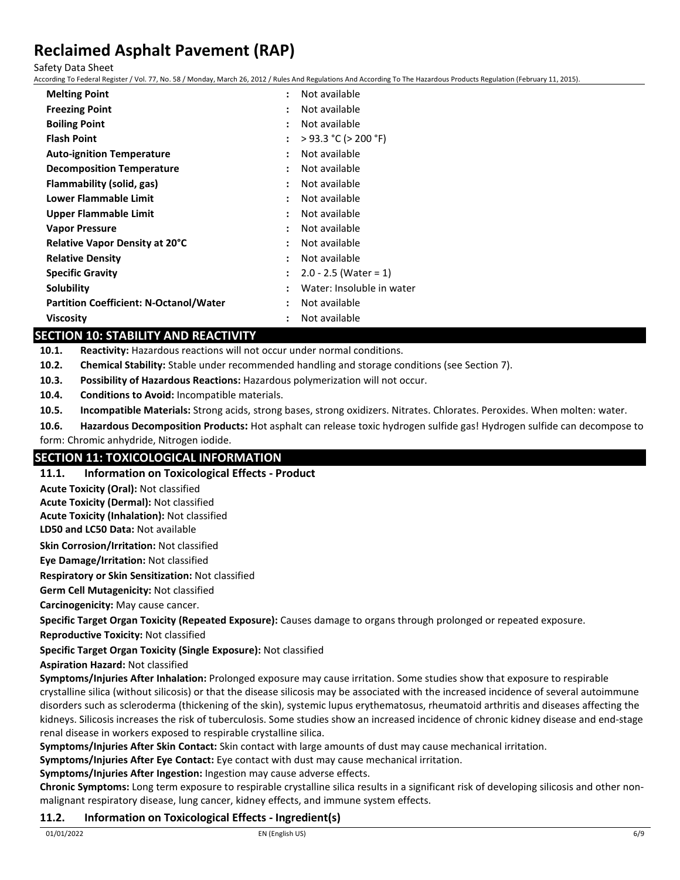| | | |
|---|---|---|
| **Melting Point** | : | Not available |
| **Freezing Point** | : | Not available |
| **Boiling Point** | : | Not available |
| **Flash Point** | : | > 93.3 °C (> 200 °F) |
| **Auto-ignition Temperature** | : | Not available |
| **Decomposition Temperature** | : | Not available |
| **Flammability (solid, gas)** | : | Not available |
| **Lower Flammable Limit** | : | Not available |
| **Upper Flammable Limit** | : | Not available |
| **Vapor Pressure** | : | Not available |
| **Relative Vapor Density at 20°C** | : | Not available |
| **Relative Density** | : | Not available |
| **Specific Gravity** | : | 2.0 - 2.5 (Water = 1) |
| **Solubility** | : | Water: Insoluble in water |
| **Partition Coefficient: N-Octanol/Water** | : | Not available |
| **Viscosity** | : | Not available |

## SECTION 10: STABILITY AND REACTIVITY

**10.1. Reactivity:** Hazardous reactions will not occur under normal conditions.

**10.2. Chemical Stability:** Stable under recommended handling and storage conditions (see Section 7).

**10.3. Possibility of Hazardous Reactions:** Hazardous polymerization will not occur.

**10.4. Conditions to Avoid:** Incompatible materials.

**10.5. Incompatible Materials:** Strong acids, strong bases, strong oxidizers. Nitrates. Chlorates. Peroxides. When molten: water.

**10.6. Hazardous Decomposition Products:** Hot asphalt can release toxic hydrogen sulfide gas! Hydrogen sulfide can decompose to form: Chromic anhydride, Nitrogen iodide.

## SECTION 11: TOXICOLOGICAL INFORMATION

### 11.1. Information on Toxicological Effects - Product

**Acute Toxicity (Oral):** Not classified

**Acute Toxicity (Dermal):** Not classified

**Acute Toxicity (Inhalation):** Not classified

**LD50 and LC50 Data:** Not available

**Skin Corrosion/Irritation:** Not classified

**Eye Damage/Irritation:** Not classified

**Respiratory or Skin Sensitization:** Not classified

**Germ Cell Mutagenicity:** Not classified

**Carcinogenicity:** May cause cancer.

**Specific Target Organ Toxicity (Repeated Exposure):** Causes damage to organs through prolonged or repeated exposure.

**Reproductive Toxicity:** Not classified

**Specific Target Organ Toxicity (Single Exposure):** Not classified

**Aspiration Hazard:** Not classified

**Symptoms/Injuries After Inhalation:** Prolonged exposure may cause irritation. Some studies show that exposure to respirable crystalline silica (without silicosis) or that the disease silicosis may be associated with the increased incidence of several autoimmune disorders such as scleroderma (thickening of the skin), systemic lupus erythematosus, rheumatoid arthritis and diseases affecting the kidneys. Silicosis increases the risk of tuberculosis. Some studies show an increased incidence of chronic kidney disease and end-stage renal disease in workers exposed to respirable crystalline silica.

**Symptoms/Injuries After Skin Contact:** Skin contact with large amounts of dust may cause mechanical irritation.

**Symptoms/Injuries After Eye Contact:** Eye contact with dust may cause mechanical irritation.

**Symptoms/Injuries After Ingestion:** Ingestion may cause adverse effects.

**Chronic Symptoms:** Long term exposure to respirable crystalline silica results in a significant risk of developing silicosis and other non-malignant respiratory disease, lung cancer, kidney effects, and immune system effects.

### 11.2. Information on Toxicological Effects - Ingredient(s)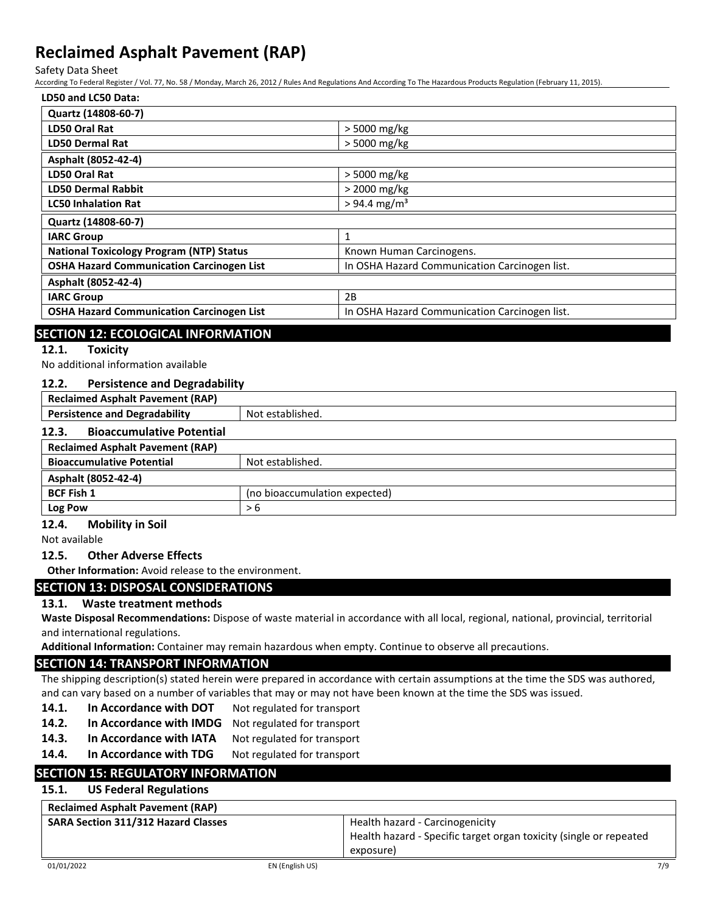**LD50 and LC50 Data:**

| Quartz (14808-60-7) | |
|---|---|
| LD50 Oral Rat | > 5000 mg/kg |
| LD50 Dermal Rat | > 5000 mg/kg |

| Asphalt (8052-42-4) | |
|---|---|
| LD50 Oral Rat | > 5000 mg/kg |
| LD50 Dermal Rabbit | > 2000 mg/kg |
| LC50 Inhalation Rat | > 94.4 mg/m³ |

| Quartz (14808-60-7) | |
|---|---|
| IARC Group | 1 |
| National Toxicology Program (NTP) Status | Known Human Carcinogens. |
| OSHA Hazard Communication Carcinogen List | In OSHA Hazard Communication Carcinogen list. |

| Asphalt (8052-42-4) | |
|---|---|
| IARC Group | 2B |
| OSHA Hazard Communication Carcinogen List | In OSHA Hazard Communication Carcinogen list. |

## SECTION 12: ECOLOGICAL INFORMATION

### 12.1. Toxicity

No additional information available

### 12.2. Persistence and Degradability

| Reclaimed Asphalt Pavement (RAP) | |
|---|---|
| Persistence and Degradability | Not established. |

### 12.3. Bioaccumulative Potential

| Reclaimed Asphalt Pavement (RAP) | |
|---|---|
| Bioaccumulative Potential | Not established. |

| Asphalt (8052-42-4) | |
|---|---|
| BCF Fish 1 | (no bioaccumulation expected) |
| Log Pow | > 6 |

### 12.4. Mobility in Soil

Not available

### 12.5. Other Adverse Effects

**Other Information:** Avoid release to the environment.

## SECTION 13: DISPOSAL CONSIDERATIONS

### 13.1. Waste treatment methods

**Waste Disposal Recommendations:** Dispose of waste material in accordance with all local, regional, national, provincial, territorial and international regulations.

**Additional Information:** Container may remain hazardous when empty. Continue to observe all precautions.

## SECTION 14: TRANSPORT INFORMATION

The shipping description(s) stated herein were prepared in accordance with certain assumptions at the time the SDS was authored, and can vary based on a number of variables that may or may not have been known at the time the SDS was issued.

**14.1. In Accordance with DOT** Not regulated for transport

**14.2. In Accordance with IMDG** Not regulated for transport

**14.3. In Accordance with IATA** Not regulated for transport

**14.4. In Accordance with TDG** Not regulated for transport

## SECTION 15: REGULATORY INFORMATION

### 15.1. US Federal Regulations

| Reclaimed Asphalt Pavement (RAP) | |
|---|---|
| SARA Section 311/312 Hazard Classes | Health hazard - Carcinogenicity<br>Health hazard - Specific target organ toxicity (single or repeated exposure) |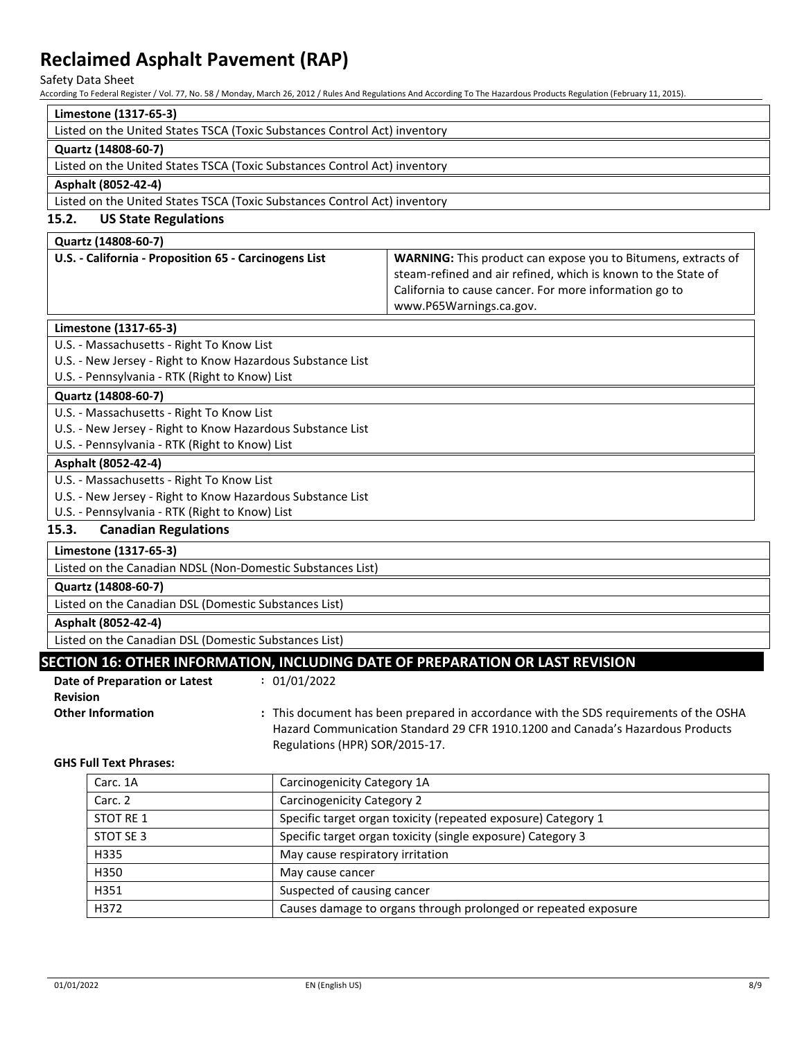| Limestone (1317-65-3) |
|---|
| Listed on the United States TSCA (Toxic Substances Control Act) inventory |

| Quartz (14808-60-7) |
|---|
| Listed on the United States TSCA (Toxic Substances Control Act) inventory |

| Asphalt (8052-42-4) |
|---|
| Listed on the United States TSCA (Toxic Substances Control Act) inventory |

### 15.2. US State Regulations

| Quartz (14808-60-7) | |
|---|---|
| **U.S. - California - Proposition 65 - Carcinogens List** | **WARNING:** This product can expose you to Bitumens, extracts of steam-refined and air refined, which is known to the State of California to cause cancer. For more information go to www.P65Warnings.ca.gov. |

| Limestone (1317-65-3) |
|---|
| U.S. - Massachusetts - Right To Know List |
| U.S. - New Jersey - Right to Know Hazardous Substance List |
| U.S. - Pennsylvania - RTK (Right to Know) List |

| Quartz (14808-60-7) |
|---|
| U.S. - Massachusetts - Right To Know List |
| U.S. - New Jersey - Right to Know Hazardous Substance List |
| U.S. - Pennsylvania - RTK (Right to Know) List |

| Asphalt (8052-42-4) |
|---|
| U.S. - Massachusetts - Right To Know List |
| U.S. - New Jersey - Right to Know Hazardous Substance List |
| U.S. - Pennsylvania - RTK (Right to Know) List |

### 15.3. Canadian Regulations

| Limestone (1317-65-3) |
|---|
| Listed on the Canadian NDSL (Non-Domestic Substances List) |

| Quartz (14808-60-7) |
|---|
| Listed on the Canadian DSL (Domestic Substances List) |

| Asphalt (8052-42-4) |
|---|
| Listed on the Canadian DSL (Domestic Substances List) |

## SECTION 16: OTHER INFORMATION, INCLUDING DATE OF PREPARATION OR LAST REVISION

**Date of Preparation or Latest Revision** : 01/01/2022

**Other Information** : This document has been prepared in accordance with the SDS requirements of the OSHA Hazard Communication Standard 29 CFR 1910.1200 and Canada's Hazardous Products Regulations (HPR) SOR/2015-17.

**GHS Full Text Phrases:**

| | |
|---|---|
| Carc. 1A | Carcinogenicity Category 1A |
| Carc. 2 | Carcinogenicity Category 2 |
| STOT RE 1 | Specific target organ toxicity (repeated exposure) Category 1 |
| STOT SE 3 | Specific target organ toxicity (single exposure) Category 3 |
| H335 | May cause respiratory irritation |
| H350 | May cause cancer |
| H351 | Suspected of causing cancer |
| H372 | Causes damage to organs through prolonged or repeated exposure |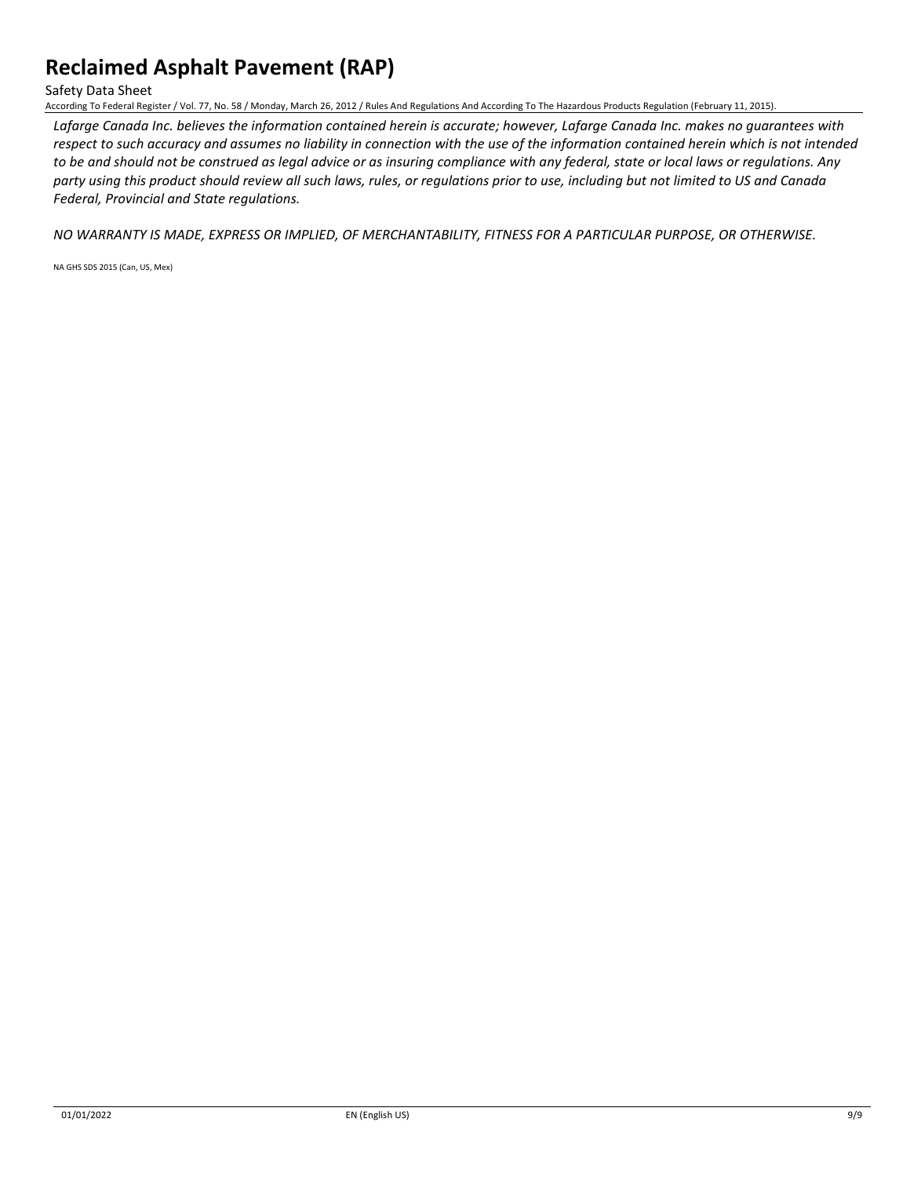*Lafarge Canada Inc. believes the information contained herein is accurate; however, Lafarge Canada Inc. makes no guarantees with respect to such accuracy and assumes no liability in connection with the use of the information contained herein which is not intended to be and should not be construed as legal advice or as insuring compliance with any federal, state or local laws or regulations. Any party using this product should review all such laws, rules, or regulations prior to use, including but not limited to US and Canada Federal, Provincial and State regulations.*

*NO WARRANTY IS MADE, EXPRESS OR IMPLIED, OF MERCHANTABILITY, FITNESS FOR A PARTICULAR PURPOSE, OR OTHERWISE.*

NA GHS SDS 2015 (Can, US, Mex)